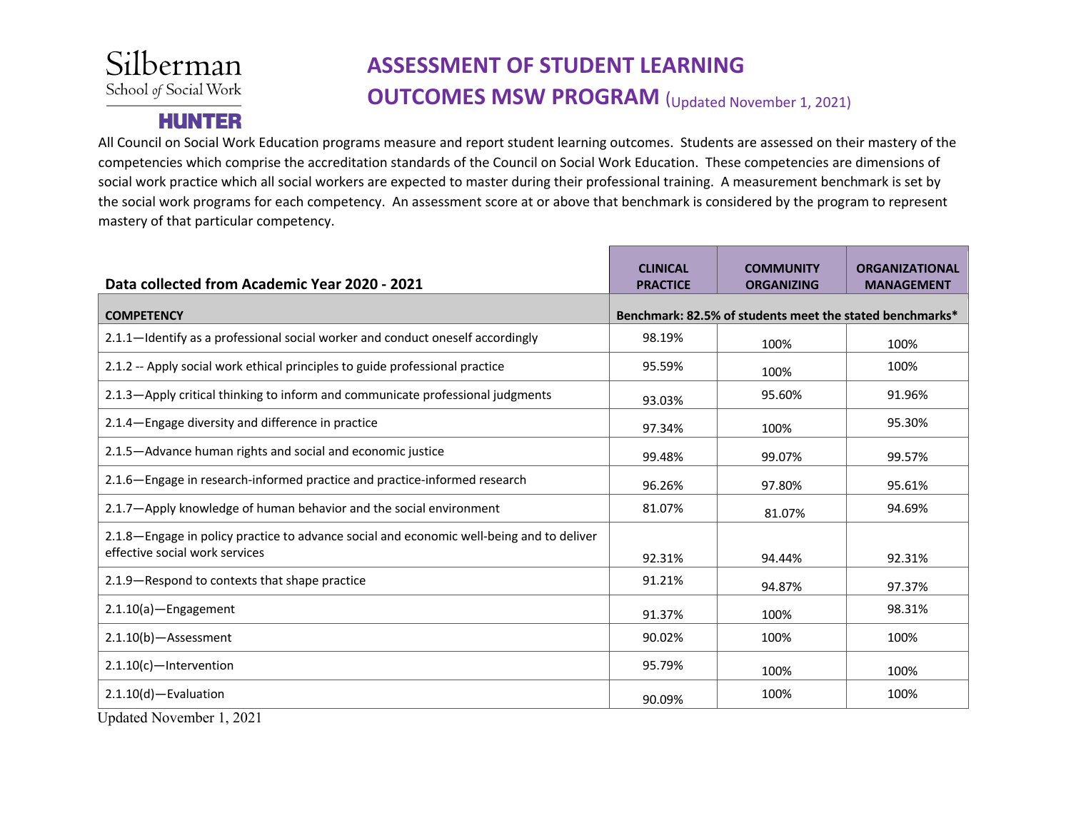Silberman
School of Social Work
HUNTER

# ASSESSMENT OF STUDENT LEARNING OUTCOMES MSW PROGRAM (Updated November 1, 2021)

All Council on Social Work Education programs measure and report student learning outcomes. Students are assessed on their mastery of the competencies which comprise the accreditation standards of the Council on Social Work Education. These competencies are dimensions of social work practice which all social workers are expected to master during their professional training. A measurement benchmark is set by the social work programs for each competency. An assessment score at or above that benchmark is considered by the program to represent mastery of that particular competency.

| **Data collected from Academic Year 2020 - 2021** | **CLINICAL PRACTICE** | **COMMUNITY ORGANIZING** | **ORGANIZATIONAL MANAGEMENT** |
|---|---|---|---|
| **COMPETENCY** | **Benchmark: 82.5% of students meet the stated benchmarks*** | | |
| 2.1.1—Identify as a professional social worker and conduct oneself accordingly | 98.19% | 100% | 100% |
| 2.1.2 -- Apply social work ethical principles to guide professional practice | 95.59% | 100% | 100% |
| 2.1.3—Apply critical thinking to inform and communicate professional judgments | 93.03% | 95.60% | 91.96% |
| 2.1.4—Engage diversity and difference in practice | 97.34% | 100% | 95.30% |
| 2.1.5—Advance human rights and social and economic justice | 99.48% | 99.07% | 99.57% |
| 2.1.6—Engage in research-informed practice and practice-informed research | 96.26% | 97.80% | 95.61% |
| 2.1.7—Apply knowledge of human behavior and the social environment | 81.07% | 81.07% | 94.69% |
| 2.1.8—Engage in policy practice to advance social and economic well-being and to deliver effective social work services | 92.31% | 94.44% | 92.31% |
| 2.1.9—Respond to contexts that shape practice | 91.21% | 94.87% | 97.37% |
| 2.1.10(a)—Engagement | 91.37% | 100% | 98.31% |
| 2.1.10(b)—Assessment | 90.02% | 100% | 100% |
| 2.1.10(c)—Intervention | 95.79% | 100% | 100% |
| 2.1.10(d)—Evaluation | 90.09% | 100% | 100% |

Updated November 1, 2021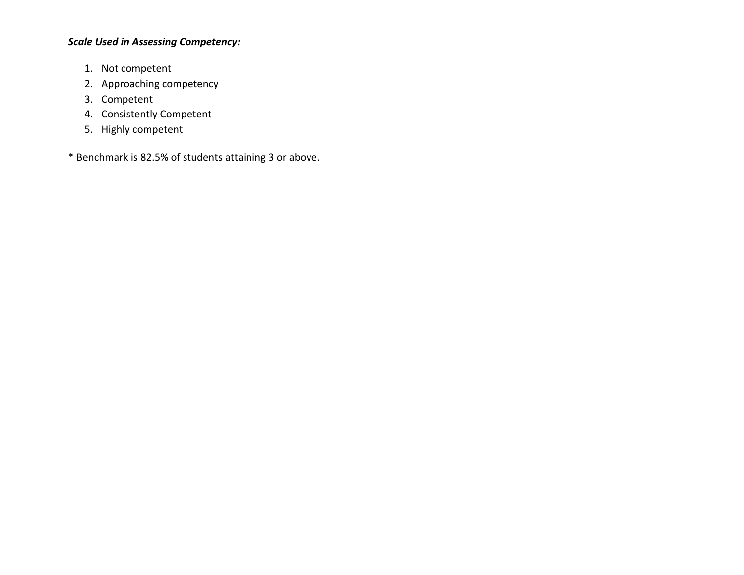***Scale Used in Assessing Competency:***

1. Not competent
2. Approaching competency
3. Competent
4. Consistently Competent
5. Highly competent

* Benchmark is 82.5% of students attaining 3 or above.